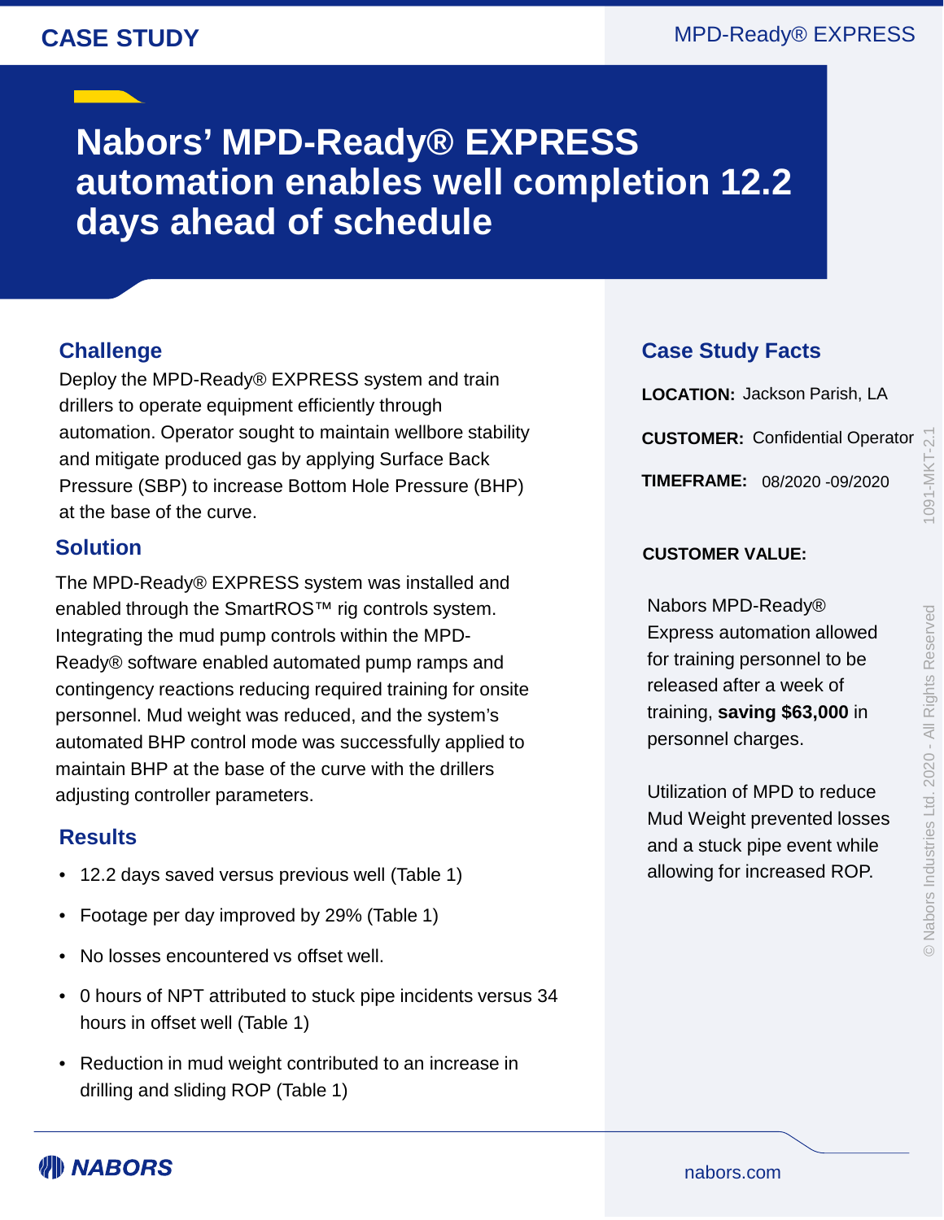CASE STUDY

MPD-Ready® EXPRESS

# Nabors' MPD-Ready® EXPRESS automation enables well completion 12.2 days ahead of schedule

## Challenge

Deploy the MPD-Ready® EXPRESS system and train drillers to operate equipment efficiently through automation. Operator sought to maintain wellbore stability and mitigate produced gas by applying Surface Back Pressure (SBP) to increase Bottom Hole Pressure (BHP) at the base of the curve.

## Solution

The MPD-Ready® EXPRESS system was installed and enabled through the SmartROS™ rig controls system. Integrating the mud pump controls within the MPD-Ready® software enabled automated pump ramps and contingency reactions reducing required training for onsite personnel. Mud weight was reduced, and the system's automated BHP control mode was successfully applied to maintain BHP at the base of the curve with the drillers adjusting controller parameters.

## Results

- 12.2 days saved versus previous well (Table 1)
- Footage per day improved by 29% (Table 1)
- No losses encountered vs offset well.
- 0 hours of NPT attributed to stuck pipe incidents versus 34 hours in offset well (Table 1)
- Reduction in mud weight contributed to an increase in drilling and sliding ROP (Table 1)

## Case Study Facts

**LOCATION:** Jackson Parish, LA

**CUSTOMER:** Confidential Operator

**TIMEFRAME:** 08/2020 -09/2020

**CUSTOMER VALUE:**

Nabors MPD-Ready® Express automation allowed for training personnel to be released after a week of training, **saving $63,000** in personnel charges.

Utilization of MPD to reduce Mud Weight prevented losses and a stuck pipe event while allowing for increased ROP.

1091-MKT-2.1

© Nabors Industries Ltd. 2020 - All Rights Reserved

NABORS

nabors.com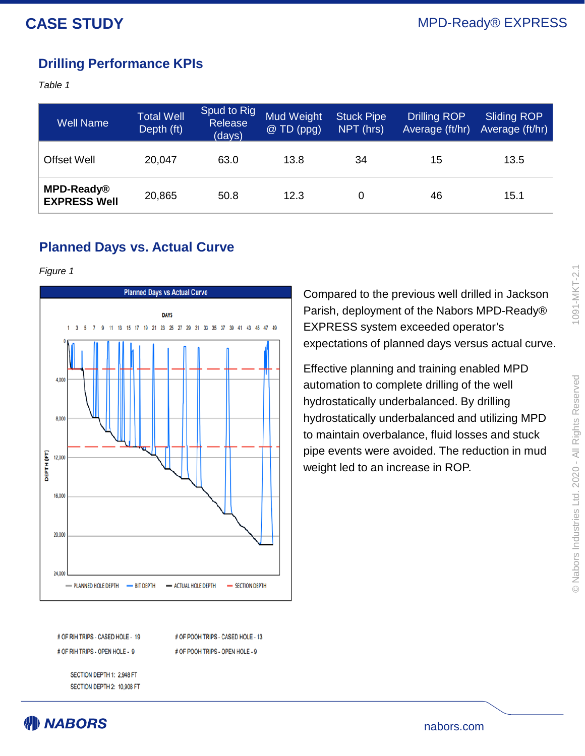## Drilling Performance KPIs

*Table 1*

| Well Name | Total Well Depth (ft) | Spud to Rig Release (days) | Mud Weight @ TD (ppg) | Stuck Pipe NPT (hrs) | Drilling ROP Average (ft/hr) | Sliding ROP Average (ft/hr) |
|---|---|---|---|---|---|---|
| Offset Well | 20,047 | 63.0 | 13.8 | 34 | 15 | 13.5 |
| **MPD-Ready® EXPRESS Well** | 20,865 | 50.8 | 12.3 | 0 | 46 | 15.1 |

## Planned Days vs. Actual Curve

*Figure 1*

Planned Days vs Actual Curve

DAYS

1 3 5 7 9 11 13 15 17 19 21 23 25 27 29 31 33 35 37 39 41 43 45 47 49

0
4,000
8,000
12,000
16,000
20,000
24,000

DEPTH (FT)

PLANNED HOLE DEPTH — BIT DEPTH — ACTUAL HOLE DEPTH — SECTION DEPTH

# OF RIH TRIPS - CASED HOLE - 19

# OF RIH TRIPS - OPEN HOLE - 9

# OF POOH TRIPS - CASED HOLE - 13

# OF POOH TRIPS - OPEN HOLE - 9

SECTION DEPTH 1: 2,948 FT

SECTION DEPTH 2: 10,908 FT

Compared to the previous well drilled in Jackson Parish, deployment of the Nabors MPD-Ready® EXPRESS system exceeded operator's expectations of planned days versus actual curve.

Effective planning and training enabled MPD automation to complete drilling of the well hydrostatically underbalanced. By drilling hydrostatically underbalanced and utilizing MPD to maintain overbalance, fluid losses and stuck pipe events were avoided. The reduction in mud weight led to an increase in ROP.

© Nabors Industries Ltd. 2020 - All Rights Reserved

1091-MKT-2.1